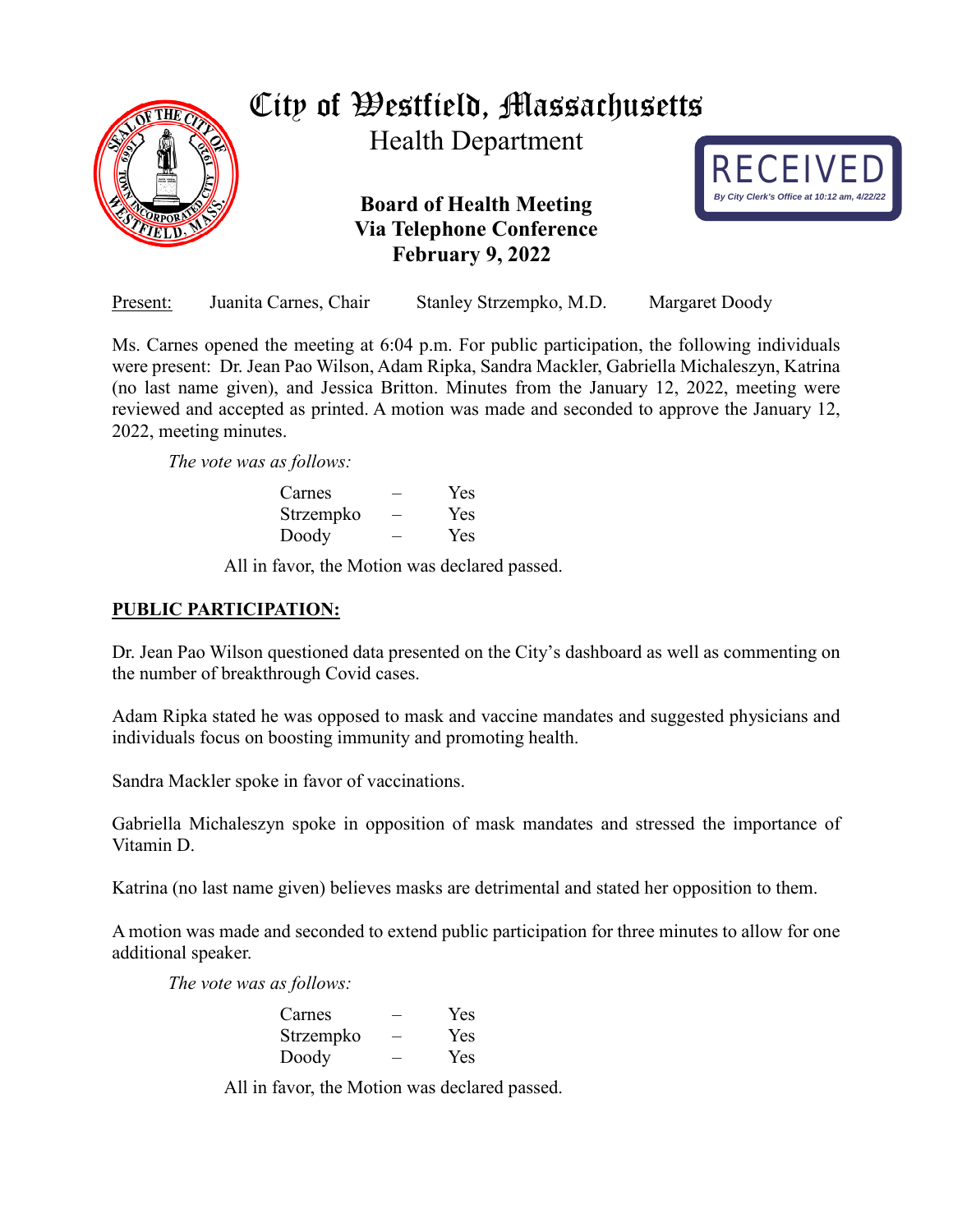# City of Westfield, Massachusetts

Health Department

RECEIVED
*By City Clerk's Office at 10:12 am, 4/22/22*

**Board of Health Meeting**
**Via Telephone Conference**
**February 9, 2022**

Present: Juanita Carnes, Chair    Stanley Strzempko, M.D.    Margaret Doody

Ms. Carnes opened the meeting at 6:04 p.m. For public participation, the following individuals were present: Dr. Jean Pao Wilson, Adam Ripka, Sandra Mackler, Gabriella Michaleszyn, Katrina (no last name given), and Jessica Britton. Minutes from the January 12, 2022, meeting were reviewed and accepted as printed. A motion was made and seconded to approve the January 12, 2022, meeting minutes.

*The vote was as follows:*

Carnes – Yes
Strzempko – Yes
Doody – Yes

All in favor, the Motion was declared passed.

## PUBLIC PARTICIPATION:

Dr. Jean Pao Wilson questioned data presented on the City's dashboard as well as commenting on the number of breakthrough Covid cases.

Adam Ripka stated he was opposed to mask and vaccine mandates and suggested physicians and individuals focus on boosting immunity and promoting health.

Sandra Mackler spoke in favor of vaccinations.

Gabriella Michaleszyn spoke in opposition of mask mandates and stressed the importance of Vitamin D.

Katrina (no last name given) believes masks are detrimental and stated her opposition to them.

A motion was made and seconded to extend public participation for three minutes to allow for one additional speaker.

*The vote was as follows:*

Carnes – Yes
Strzempko – Yes
Doody – Yes

All in favor, the Motion was declared passed.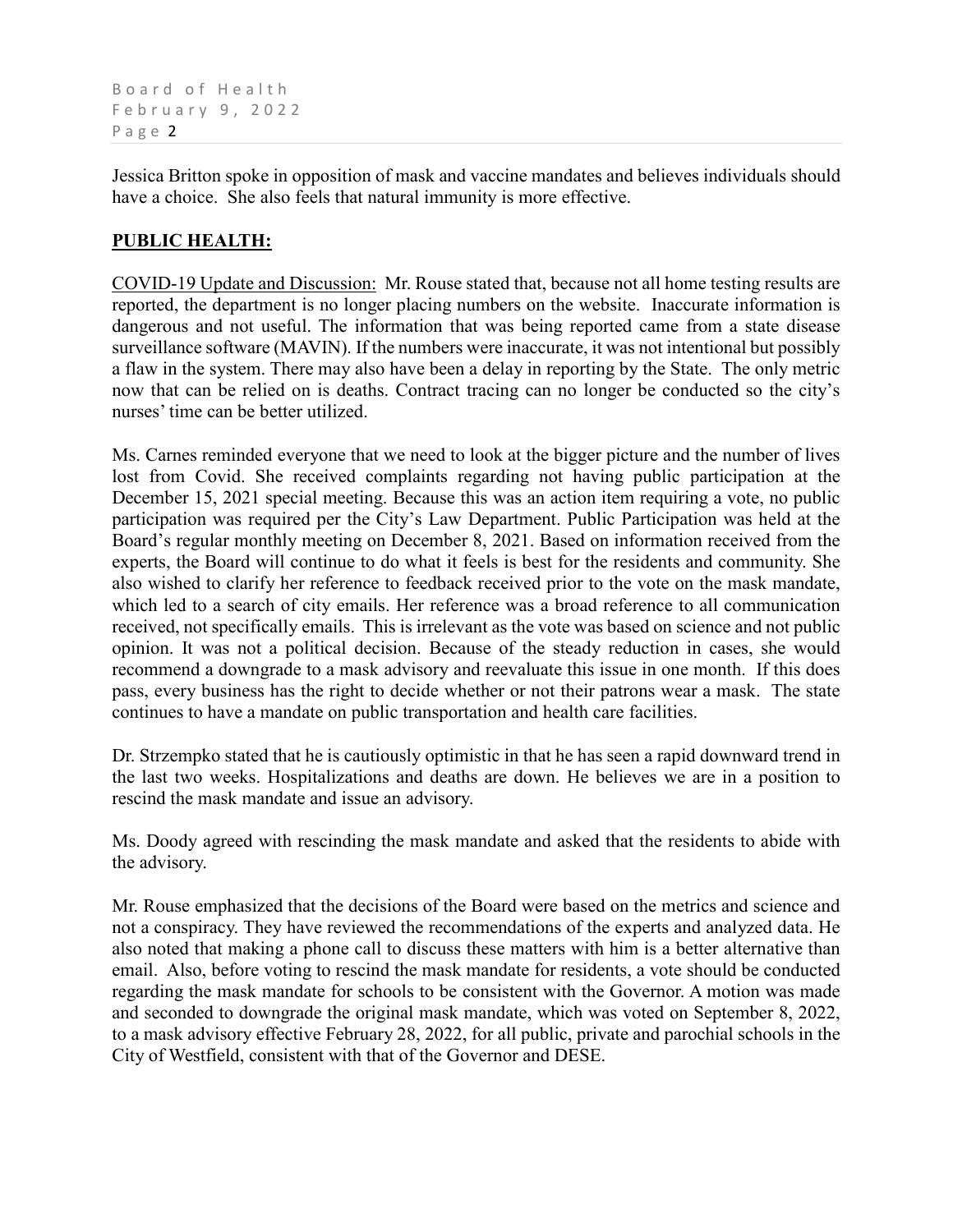Jessica Britton spoke in opposition of mask and vaccine mandates and believes individuals should have a choice. She also feels that natural immunity is more effective.

## **PUBLIC HEALTH:**

COVID-19 Update and Discussion: Mr. Rouse stated that, because not all home testing results are reported, the department is no longer placing numbers on the website. Inaccurate information is dangerous and not useful. The information that was being reported came from a state disease surveillance software (MAVIN). If the numbers were inaccurate, it was not intentional but possibly a flaw in the system. There may also have been a delay in reporting by the State. The only metric now that can be relied on is deaths. Contract tracing can no longer be conducted so the city's nurses' time can be better utilized.

Ms. Carnes reminded everyone that we need to look at the bigger picture and the number of lives lost from Covid. She received complaints regarding not having public participation at the December 15, 2021 special meeting. Because this was an action item requiring a vote, no public participation was required per the City's Law Department. Public Participation was held at the Board's regular monthly meeting on December 8, 2021. Based on information received from the experts, the Board will continue to do what it feels is best for the residents and community. She also wished to clarify her reference to feedback received prior to the vote on the mask mandate, which led to a search of city emails. Her reference was a broad reference to all communication received, not specifically emails. This is irrelevant as the vote was based on science and not public opinion. It was not a political decision. Because of the steady reduction in cases, she would recommend a downgrade to a mask advisory and reevaluate this issue in one month. If this does pass, every business has the right to decide whether or not their patrons wear a mask. The state continues to have a mandate on public transportation and health care facilities.

Dr. Strzempko stated that he is cautiously optimistic in that he has seen a rapid downward trend in the last two weeks. Hospitalizations and deaths are down. He believes we are in a position to rescind the mask mandate and issue an advisory.

Ms. Doody agreed with rescinding the mask mandate and asked that the residents to abide with the advisory.

Mr. Rouse emphasized that the decisions of the Board were based on the metrics and science and not a conspiracy. They have reviewed the recommendations of the experts and analyzed data. He also noted that making a phone call to discuss these matters with him is a better alternative than email. Also, before voting to rescind the mask mandate for residents, a vote should be conducted regarding the mask mandate for schools to be consistent with the Governor. A motion was made and seconded to downgrade the original mask mandate, which was voted on September 8, 2022, to a mask advisory effective February 28, 2022, for all public, private and parochial schools in the City of Westfield, consistent with that of the Governor and DESE.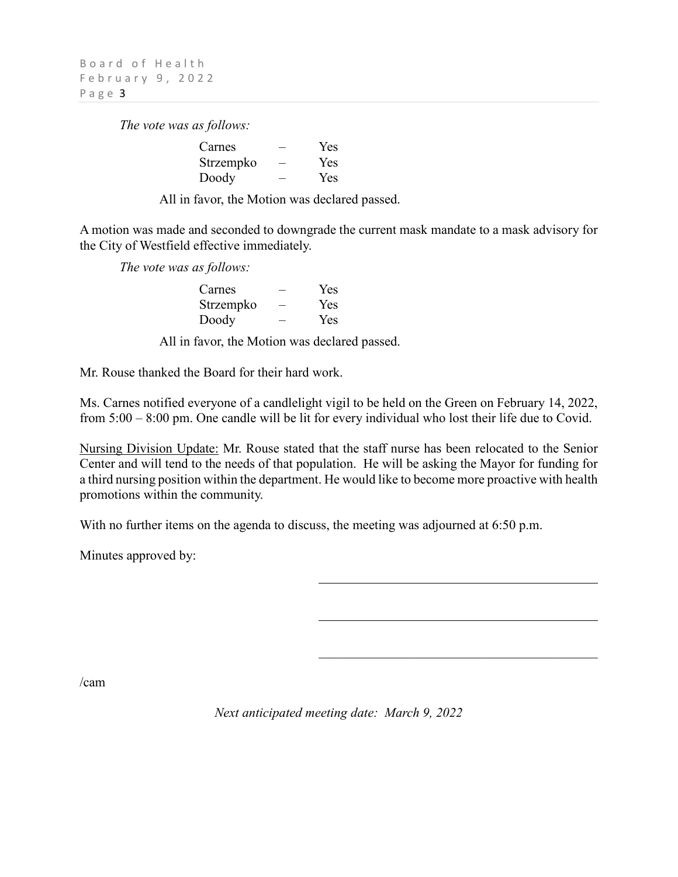*The vote was as follows:*

| | | |
|---|---|---|
| Carnes | – | Yes |
| Strzempko | – | Yes |
| Doody | – | Yes |

All in favor, the Motion was declared passed.

A motion was made and seconded to downgrade the current mask mandate to a mask advisory for the City of Westfield effective immediately.

*The vote was as follows:*

| | | |
|---|---|---|
| Carnes | – | Yes |
| Strzempko | – | Yes |
| Doody | – | Yes |

All in favor, the Motion was declared passed.

Mr. Rouse thanked the Board for their hard work.

Ms. Carnes notified everyone of a candlelight vigil to be held on the Green on February 14, 2022, from 5:00 – 8:00 pm. One candle will be lit for every individual who lost their life due to Covid.

<u>Nursing Division Update:</u> Mr. Rouse stated that the staff nurse has been relocated to the Senior Center and will tend to the needs of that population. He will be asking the Mayor for funding for a third nursing position within the department. He would like to become more proactive with health promotions within the community.

With no further items on the agenda to discuss, the meeting was adjourned at 6:50 p.m.

Minutes approved by:

\_\_\_\_\_\_\_\_\_\_\_\_\_\_\_\_\_\_\_\_\_\_\_\_\_\_\_\_\_\_\_\_\_\_\_\_\_\_\_\_

\_\_\_\_\_\_\_\_\_\_\_\_\_\_\_\_\_\_\_\_\_\_\_\_\_\_\_\_\_\_\_\_\_\_\_\_\_\_\_\_

\_\_\_\_\_\_\_\_\_\_\_\_\_\_\_\_\_\_\_\_\_\_\_\_\_\_\_\_\_\_\_\_\_\_\_\_\_\_\_\_

/cam

*Next anticipated meeting date: March 9, 2022*